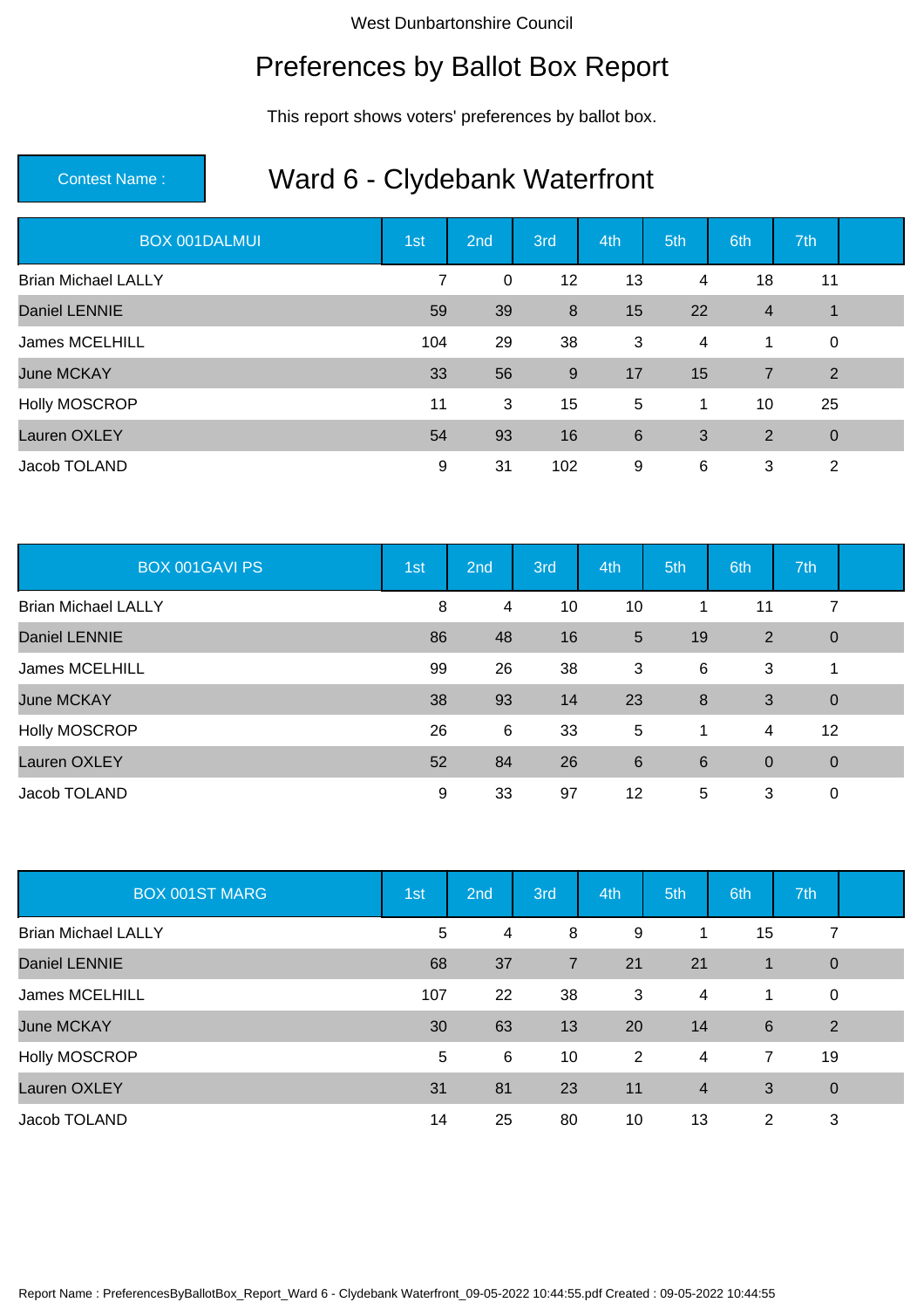West Dunbartonshire Council

# Preferences by Ballot Box Report

This report shows voters' preferences by ballot box.

**Contest Name :** 

## Ward 6 - Clydebank Waterfront

| BOX 001DALMUI | 1st | 2nd | 3rd | 4th | 5th | 6th | 7th |
|---|---|---|---|---|---|---|---|
| Brian Michael LALLY | 7 | 0 | 12 | 13 | 4 | 18 | 11 |
| Daniel LENNIE | 59 | 39 | 8 | 15 | 22 | 4 | 1 |
| James MCELHILL | 104 | 29 | 38 | 3 | 4 | 1 | 0 |
| June MCKAY | 33 | 56 | 9 | 17 | 15 | 7 | 2 |
| Holly MOSCROP | 11 | 3 | 15 | 5 | 1 | 10 | 25 |
| Lauren OXLEY | 54 | 93 | 16 | 6 | 3 | 2 | 0 |
| Jacob TOLAND | 9 | 31 | 102 | 9 | 6 | 3 | 2 |

| BOX 001GAVI PS | 1st | 2nd | 3rd | 4th | 5th | 6th | 7th |
|---|---|---|---|---|---|---|---|
| Brian Michael LALLY | 8 | 4 | 10 | 10 | 1 | 11 | 7 |
| Daniel LENNIE | 86 | 48 | 16 | 5 | 19 | 2 | 0 |
| James MCELHILL | 99 | 26 | 38 | 3 | 6 | 3 | 1 |
| June MCKAY | 38 | 93 | 14 | 23 | 8 | 3 | 0 |
| Holly MOSCROP | 26 | 6 | 33 | 5 | 1 | 4 | 12 |
| Lauren OXLEY | 52 | 84 | 26 | 6 | 6 | 0 | 0 |
| Jacob TOLAND | 9 | 33 | 97 | 12 | 5 | 3 | 0 |

| BOX 001ST MARG | 1st | 2nd | 3rd | 4th | 5th | 6th | 7th |
|---|---|---|---|---|---|---|---|
| Brian Michael LALLY | 5 | 4 | 8 | 9 | 1 | 15 | 7 |
| Daniel LENNIE | 68 | 37 | 7 | 21 | 21 | 1 | 0 |
| James MCELHILL | 107 | 22 | 38 | 3 | 4 | 1 | 0 |
| June MCKAY | 30 | 63 | 13 | 20 | 14 | 6 | 2 |
| Holly MOSCROP | 5 | 6 | 10 | 2 | 4 | 7 | 19 |
| Lauren OXLEY | 31 | 81 | 23 | 11 | 4 | 3 | 0 |
| Jacob TOLAND | 14 | 25 | 80 | 10 | 13 | 2 | 3 |

Report Name : PreferencesByBallotBox_Report_Ward 6 - Clydebank Waterfront_09-05-2022 10:44:55.pdf Created : 09-05-2022 10:44:55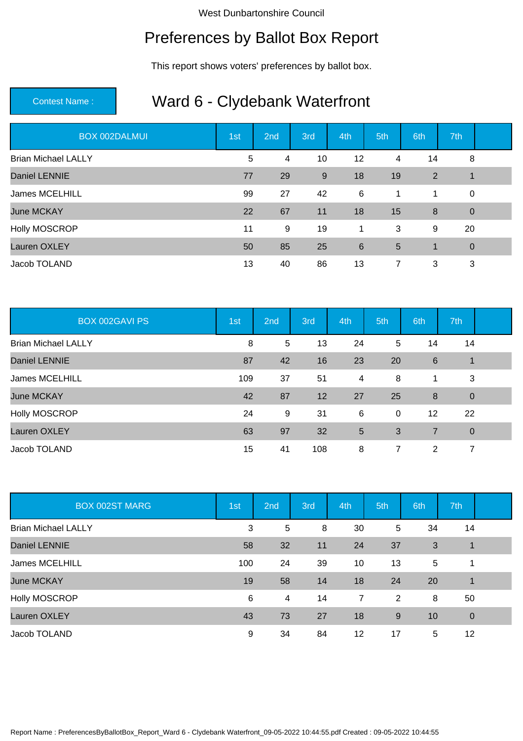West Dunbartonshire Council

# Preferences by Ballot Box Report

This report shows voters' preferences by ballot box.

**Contest Name :** 

## Ward 6 - Clydebank Waterfront

| BOX 002DALMUI | 1st | 2nd | 3rd | 4th | 5th | 6th | 7th |
|---|---|---|---|---|---|---|---|
| Brian Michael LALLY | 5 | 4 | 10 | 12 | 4 | 14 | 8 |
| Daniel LENNIE | 77 | 29 | 9 | 18 | 19 | 2 | 1 |
| James MCELHILL | 99 | 27 | 42 | 6 | 1 | 1 | 0 |
| June MCKAY | 22 | 67 | 11 | 18 | 15 | 8 | 0 |
| Holly MOSCROP | 11 | 9 | 19 | 1 | 3 | 9 | 20 |
| Lauren OXLEY | 50 | 85 | 25 | 6 | 5 | 1 | 0 |
| Jacob TOLAND | 13 | 40 | 86 | 13 | 7 | 3 | 3 |

| BOX 002GAVI PS | 1st | 2nd | 3rd | 4th | 5th | 6th | 7th |
|---|---|---|---|---|---|---|---|
| Brian Michael LALLY | 8 | 5 | 13 | 24 | 5 | 14 | 14 |
| Daniel LENNIE | 87 | 42 | 16 | 23 | 20 | 6 | 1 |
| James MCELHILL | 109 | 37 | 51 | 4 | 8 | 1 | 3 |
| June MCKAY | 42 | 87 | 12 | 27 | 25 | 8 | 0 |
| Holly MOSCROP | 24 | 9 | 31 | 6 | 0 | 12 | 22 |
| Lauren OXLEY | 63 | 97 | 32 | 5 | 3 | 7 | 0 |
| Jacob TOLAND | 15 | 41 | 108 | 8 | 7 | 2 | 7 |

| BOX 002ST MARG | 1st | 2nd | 3rd | 4th | 5th | 6th | 7th |
|---|---|---|---|---|---|---|---|
| Brian Michael LALLY | 3 | 5 | 8 | 30 | 5 | 34 | 14 |
| Daniel LENNIE | 58 | 32 | 11 | 24 | 37 | 3 | 1 |
| James MCELHILL | 100 | 24 | 39 | 10 | 13 | 5 | 1 |
| June MCKAY | 19 | 58 | 14 | 18 | 24 | 20 | 1 |
| Holly MOSCROP | 6 | 4 | 14 | 7 | 2 | 8 | 50 |
| Lauren OXLEY | 43 | 73 | 27 | 18 | 9 | 10 | 0 |
| Jacob TOLAND | 9 | 34 | 84 | 12 | 17 | 5 | 12 |

Report Name : PreferencesByBallotBox_Report_Ward 6 - Clydebank Waterfront_09-05-2022 10:44:55.pdf Created : 09-05-2022 10:44:55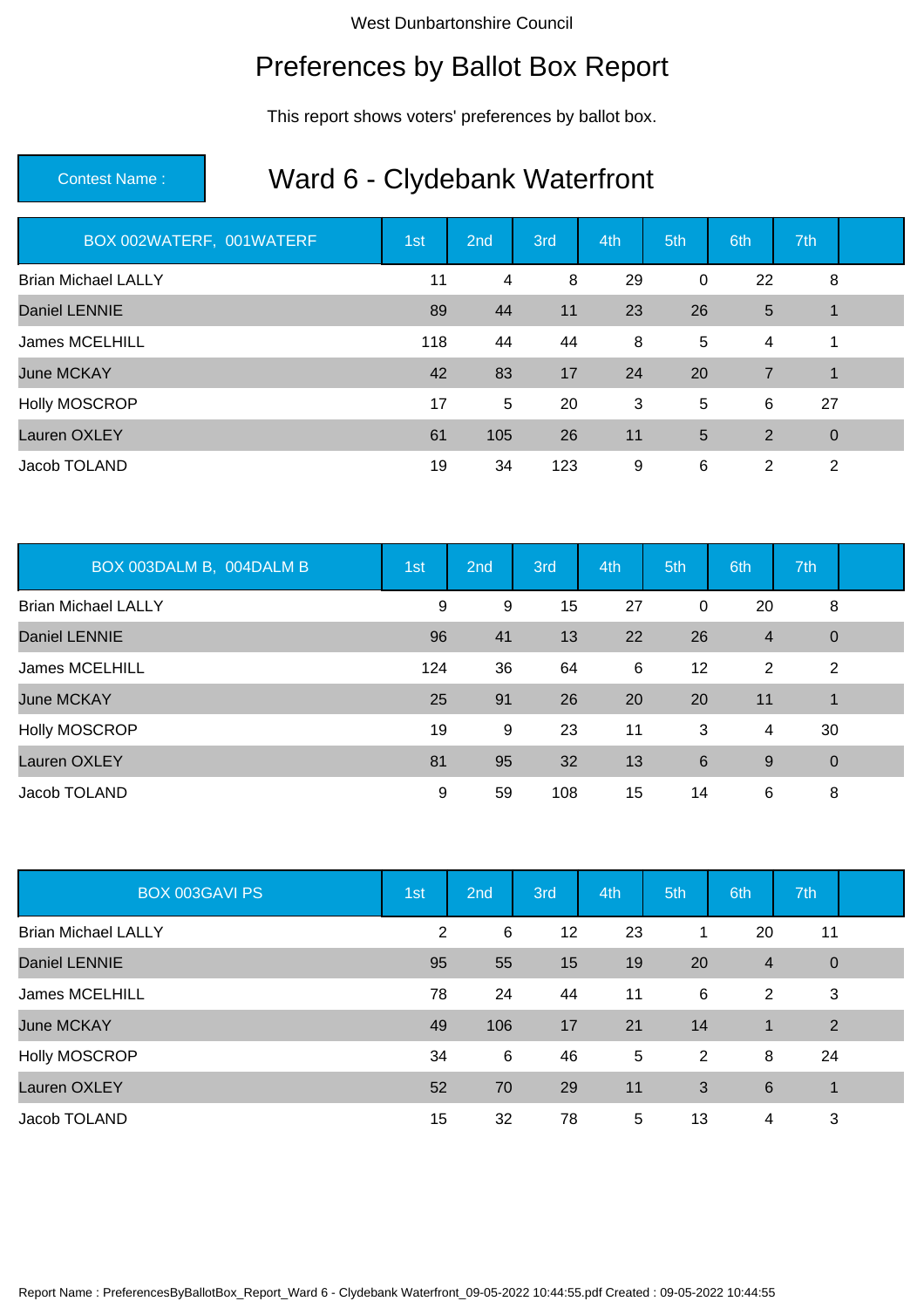West Dunbartonshire Council

# Preferences by Ballot Box Report

This report shows voters' preferences by ballot box.

**Contest Name :** 

## Ward 6 - Clydebank Waterfront

| BOX 002WATERF, 001WATERF | 1st | 2nd | 3rd | 4th | 5th | 6th | 7th |
|---|---|---|---|---|---|---|---|
| Brian Michael LALLY | 11 | 4 | 8 | 29 | 0 | 22 | 8 |
| Daniel LENNIE | 89 | 44 | 11 | 23 | 26 | 5 | 1 |
| James MCELHILL | 118 | 44 | 44 | 8 | 5 | 4 | 1 |
| June MCKAY | 42 | 83 | 17 | 24 | 20 | 7 | 1 |
| Holly MOSCROP | 17 | 5 | 20 | 3 | 5 | 6 | 27 |
| Lauren OXLEY | 61 | 105 | 26 | 11 | 5 | 2 | 0 |
| Jacob TOLAND | 19 | 34 | 123 | 9 | 6 | 2 | 2 |

| BOX 003DALM B, 004DALM B | 1st | 2nd | 3rd | 4th | 5th | 6th | 7th |
|---|---|---|---|---|---|---|---|
| Brian Michael LALLY | 9 | 9 | 15 | 27 | 0 | 20 | 8 |
| Daniel LENNIE | 96 | 41 | 13 | 22 | 26 | 4 | 0 |
| James MCELHILL | 124 | 36 | 64 | 6 | 12 | 2 | 2 |
| June MCKAY | 25 | 91 | 26 | 20 | 20 | 11 | 1 |
| Holly MOSCROP | 19 | 9 | 23 | 11 | 3 | 4 | 30 |
| Lauren OXLEY | 81 | 95 | 32 | 13 | 6 | 9 | 0 |
| Jacob TOLAND | 9 | 59 | 108 | 15 | 14 | 6 | 8 |

| BOX 003GAVI PS | 1st | 2nd | 3rd | 4th | 5th | 6th | 7th |
|---|---|---|---|---|---|---|---|
| Brian Michael LALLY | 2 | 6 | 12 | 23 | 1 | 20 | 11 |
| Daniel LENNIE | 95 | 55 | 15 | 19 | 20 | 4 | 0 |
| James MCELHILL | 78 | 24 | 44 | 11 | 6 | 2 | 3 |
| June MCKAY | 49 | 106 | 17 | 21 | 14 | 1 | 2 |
| Holly MOSCROP | 34 | 6 | 46 | 5 | 2 | 8 | 24 |
| Lauren OXLEY | 52 | 70 | 29 | 11 | 3 | 6 | 1 |
| Jacob TOLAND | 15 | 32 | 78 | 5 | 13 | 4 | 3 |

Report Name : PreferencesByBallotBox_Report_Ward 6 - Clydebank Waterfront_09-05-2022 10:44:55.pdf Created : 09-05-2022 10:44:55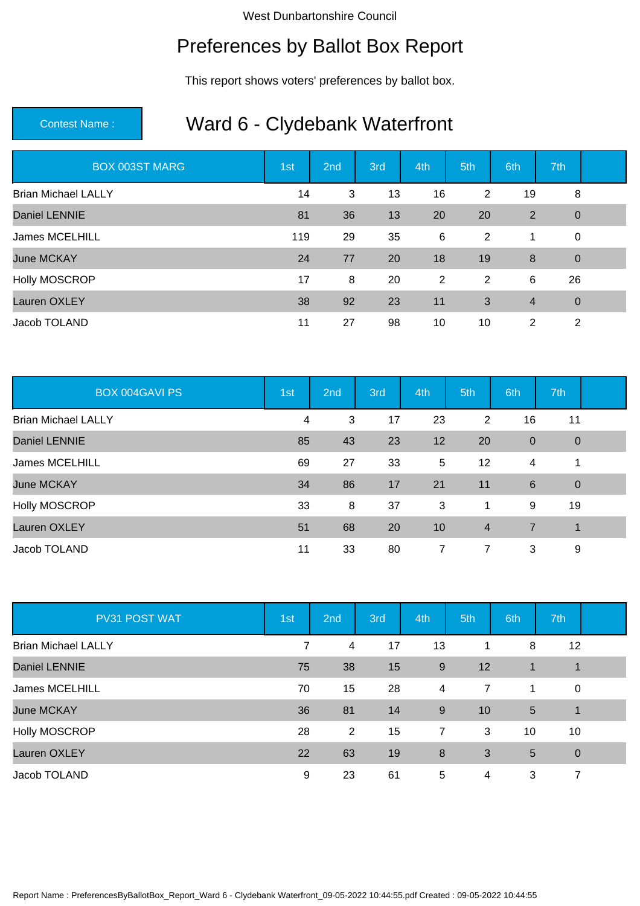West Dunbartonshire Council

# Preferences by Ballot Box Report

This report shows voters' preferences by ballot box.

Contest Name :

## Ward 6 - Clydebank Waterfront

| BOX 003ST MARG | 1st | 2nd | 3rd | 4th | 5th | 6th | 7th | |
|---|---|---|---|---|---|---|---|---|
| Brian Michael LALLY | 14 | 3 | 13 | 16 | 2 | 19 | 8 | |
| Daniel LENNIE | 81 | 36 | 13 | 20 | 20 | 2 | 0 | |
| James MCELHILL | 119 | 29 | 35 | 6 | 2 | 1 | 0 | |
| June MCKAY | 24 | 77 | 20 | 18 | 19 | 8 | 0 | |
| Holly MOSCROP | 17 | 8 | 20 | 2 | 2 | 6 | 26 | |
| Lauren OXLEY | 38 | 92 | 23 | 11 | 3 | 4 | 0 | |
| Jacob TOLAND | 11 | 27 | 98 | 10 | 10 | 2 | 2 | |

| BOX 004GAVI PS | 1st | 2nd | 3rd | 4th | 5th | 6th | 7th | |
|---|---|---|---|---|---|---|---|---|
| Brian Michael LALLY | 4 | 3 | 17 | 23 | 2 | 16 | 11 | |
| Daniel LENNIE | 85 | 43 | 23 | 12 | 20 | 0 | 0 | |
| James MCELHILL | 69 | 27 | 33 | 5 | 12 | 4 | 1 | |
| June MCKAY | 34 | 86 | 17 | 21 | 11 | 6 | 0 | |
| Holly MOSCROP | 33 | 8 | 37 | 3 | 1 | 9 | 19 | |
| Lauren OXLEY | 51 | 68 | 20 | 10 | 4 | 7 | 1 | |
| Jacob TOLAND | 11 | 33 | 80 | 7 | 7 | 3 | 9 | |

| PV31 POST WAT | 1st | 2nd | 3rd | 4th | 5th | 6th | 7th | |
|---|---|---|---|---|---|---|---|---|
| Brian Michael LALLY | 7 | 4 | 17 | 13 | 1 | 8 | 12 | |
| Daniel LENNIE | 75 | 38 | 15 | 9 | 12 | 1 | 1 | |
| James MCELHILL | 70 | 15 | 28 | 4 | 7 | 1 | 0 | |
| June MCKAY | 36 | 81 | 14 | 9 | 10 | 5 | 1 | |
| Holly MOSCROP | 28 | 2 | 15 | 7 | 3 | 10 | 10 | |
| Lauren OXLEY | 22 | 63 | 19 | 8 | 3 | 5 | 0 | |
| Jacob TOLAND | 9 | 23 | 61 | 5 | 4 | 3 | 7 | |

Report Name : PreferencesByBallotBox_Report_Ward 6 - Clydebank Waterfront_09-05-2022 10:44:55.pdf Created : 09-05-2022 10:44:55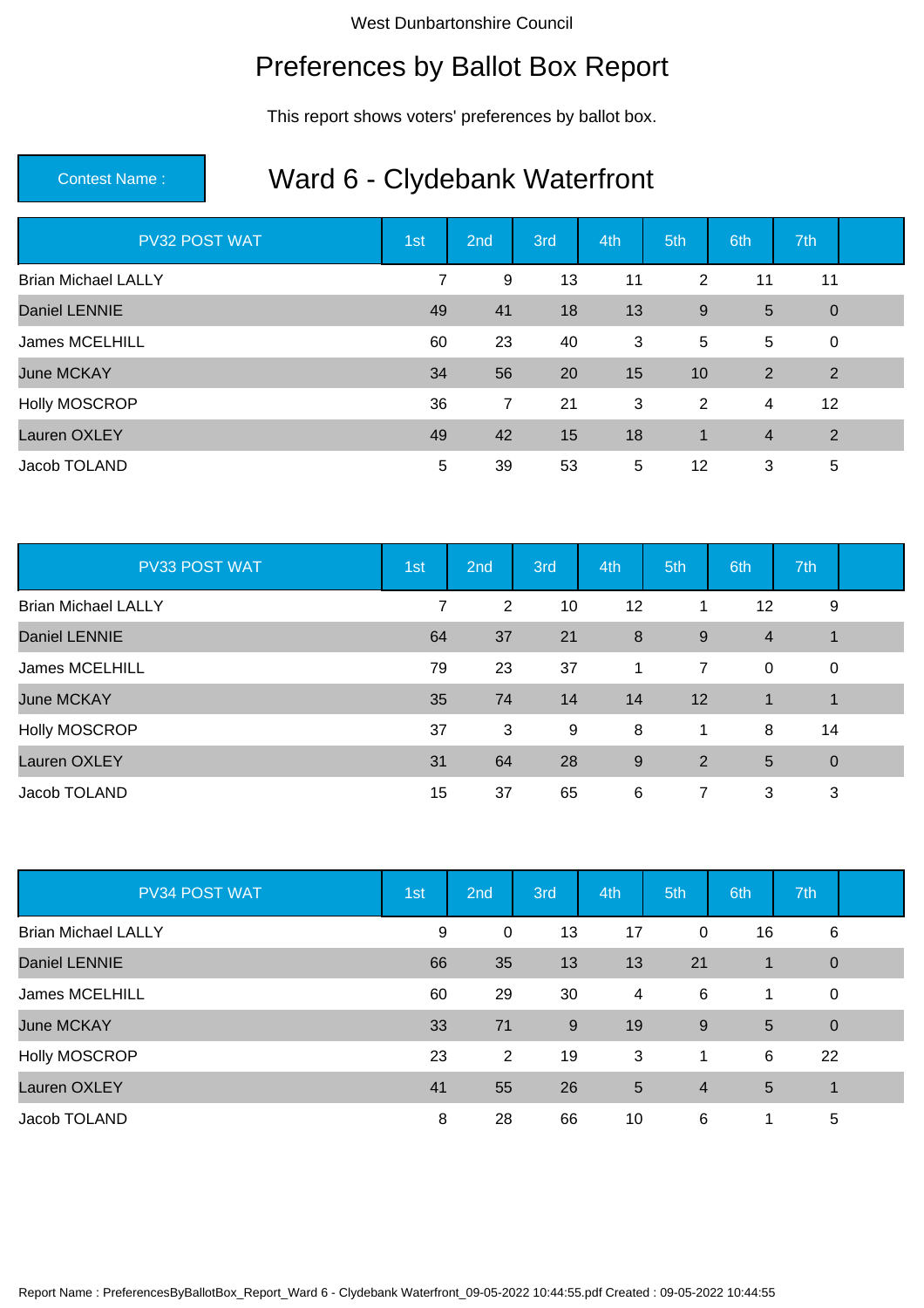West Dunbartonshire Council

# Preferences by Ballot Box Report

This report shows voters' preferences by ballot box.

**Contest Name :** 

## Ward 6 - Clydebank Waterfront

| PV32 POST WAT | 1st | 2nd | 3rd | 4th | 5th | 6th | 7th |
|---|---|---|---|---|---|---|---|
| Brian Michael LALLY | 7 | 9 | 13 | 11 | 2 | 11 | 11 |
| Daniel LENNIE | 49 | 41 | 18 | 13 | 9 | 5 | 0 |
| James MCELHILL | 60 | 23 | 40 | 3 | 5 | 5 | 0 |
| June MCKAY | 34 | 56 | 20 | 15 | 10 | 2 | 2 |
| Holly MOSCROP | 36 | 7 | 21 | 3 | 2 | 4 | 12 |
| Lauren OXLEY | 49 | 42 | 15 | 18 | 1 | 4 | 2 |
| Jacob TOLAND | 5 | 39 | 53 | 5 | 12 | 3 | 5 |

| PV33 POST WAT | 1st | 2nd | 3rd | 4th | 5th | 6th | 7th |
|---|---|---|---|---|---|---|---|
| Brian Michael LALLY | 7 | 2 | 10 | 12 | 1 | 12 | 9 |
| Daniel LENNIE | 64 | 37 | 21 | 8 | 9 | 4 | 1 |
| James MCELHILL | 79 | 23 | 37 | 1 | 7 | 0 | 0 |
| June MCKAY | 35 | 74 | 14 | 14 | 12 | 1 | 1 |
| Holly MOSCROP | 37 | 3 | 9 | 8 | 1 | 8 | 14 |
| Lauren OXLEY | 31 | 64 | 28 | 9 | 2 | 5 | 0 |
| Jacob TOLAND | 15 | 37 | 65 | 6 | 7 | 3 | 3 |

| PV34 POST WAT | 1st | 2nd | 3rd | 4th | 5th | 6th | 7th |
|---|---|---|---|---|---|---|---|
| Brian Michael LALLY | 9 | 0 | 13 | 17 | 0 | 16 | 6 |
| Daniel LENNIE | 66 | 35 | 13 | 13 | 21 | 1 | 0 |
| James MCELHILL | 60 | 29 | 30 | 4 | 6 | 1 | 0 |
| June MCKAY | 33 | 71 | 9 | 19 | 9 | 5 | 0 |
| Holly MOSCROP | 23 | 2 | 19 | 3 | 1 | 6 | 22 |
| Lauren OXLEY | 41 | 55 | 26 | 5 | 4 | 5 | 1 |
| Jacob TOLAND | 8 | 28 | 66 | 10 | 6 | 1 | 5 |

Report Name : PreferencesByBallotBox_Report_Ward 6 - Clydebank Waterfront_09-05-2022 10:44:55.pdf Created : 09-05-2022 10:44:55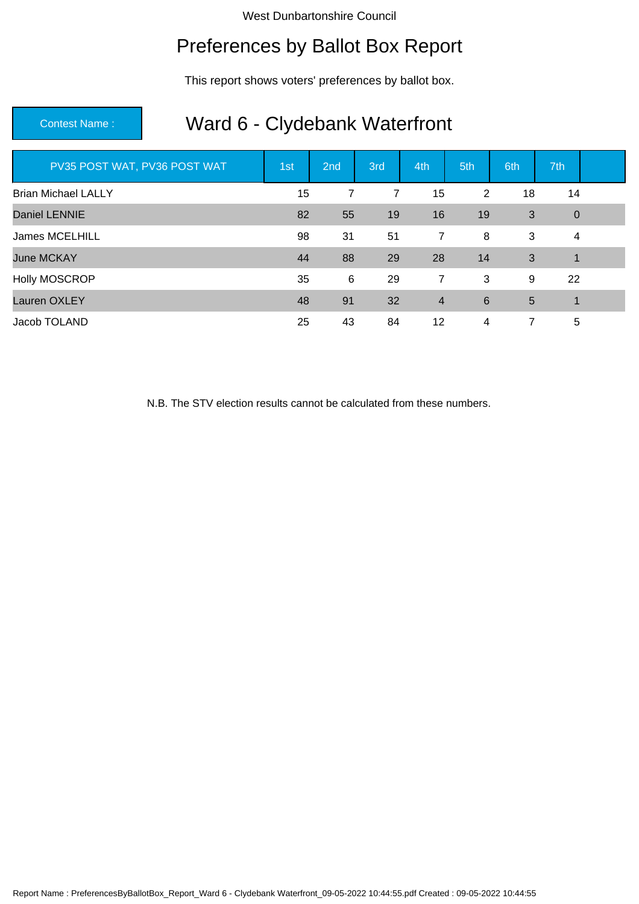West Dunbartonshire Council

# Preferences by Ballot Box Report

This report shows voters' preferences by ballot box.

Contest Name :

## Ward 6 - Clydebank Waterfront

| PV35 POST WAT, PV36 POST WAT | 1st | 2nd | 3rd | 4th | 5th | 6th | 7th |
|---|---|---|---|---|---|---|---|
| Brian Michael LALLY | 15 | 7 | 7 | 15 | 2 | 18 | 14 |
| Daniel LENNIE | 82 | 55 | 19 | 16 | 19 | 3 | 0 |
| James MCELHILL | 98 | 31 | 51 | 7 | 8 | 3 | 4 |
| June MCKAY | 44 | 88 | 29 | 28 | 14 | 3 | 1 |
| Holly MOSCROP | 35 | 6 | 29 | 7 | 3 | 9 | 22 |
| Lauren OXLEY | 48 | 91 | 32 | 4 | 6 | 5 | 1 |
| Jacob TOLAND | 25 | 43 | 84 | 12 | 4 | 7 | 5 |

N.B. The STV election results cannot be calculated from these numbers.

Report Name : PreferencesByBallotBox_Report_Ward 6 - Clydebank Waterfront_09-05-2022 10:44:55.pdf Created : 09-05-2022 10:44:55